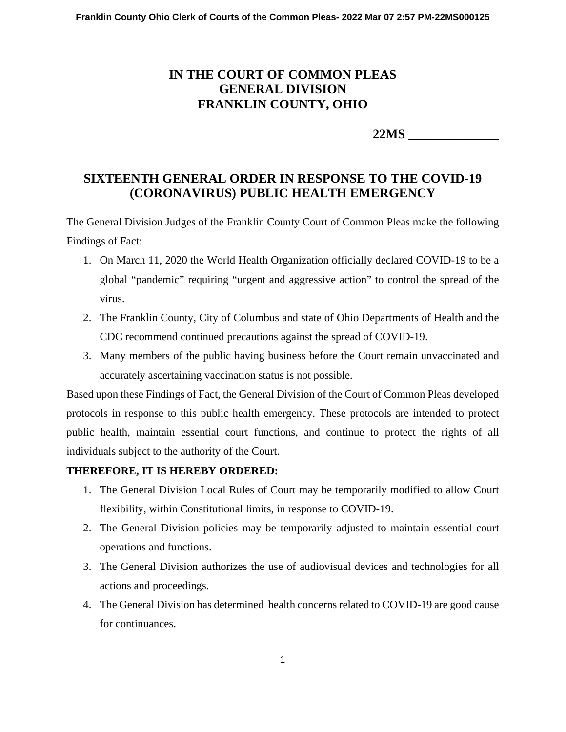**IN THE COURT OF COMMON PLEAS**
**GENERAL DIVISION**
**FRANKLIN COUNTY, OHIO**

**22MS \_\_\_\_\_\_\_\_\_\_\_\_\_\_**

# SIXTEENTH GENERAL ORDER IN RESPONSE TO THE COVID-19 (CORONAVIRUS) PUBLIC HEALTH EMERGENCY

The General Division Judges of the Franklin County Court of Common Pleas make the following Findings of Fact:

1. On March 11, 2020 the World Health Organization officially declared COVID-19 to be a global "pandemic" requiring "urgent and aggressive action" to control the spread of the virus.
2. The Franklin County, City of Columbus and state of Ohio Departments of Health and the CDC recommend continued precautions against the spread of COVID-19.
3. Many members of the public having business before the Court remain unvaccinated and accurately ascertaining vaccination status is not possible.

Based upon these Findings of Fact, the General Division of the Court of Common Pleas developed protocols in response to this public health emergency. These protocols are intended to protect public health, maintain essential court functions, and continue to protect the rights of all individuals subject to the authority of the Court.

**THEREFORE, IT IS HEREBY ORDERED:**

1. The General Division Local Rules of Court may be temporarily modified to allow Court flexibility, within Constitutional limits, in response to COVID-19.
2. The General Division policies may be temporarily adjusted to maintain essential court operations and functions.
3. The General Division authorizes the use of audiovisual devices and technologies for all actions and proceedings.
4. The General Division has determined health concerns related to COVID-19 are good cause for continuances.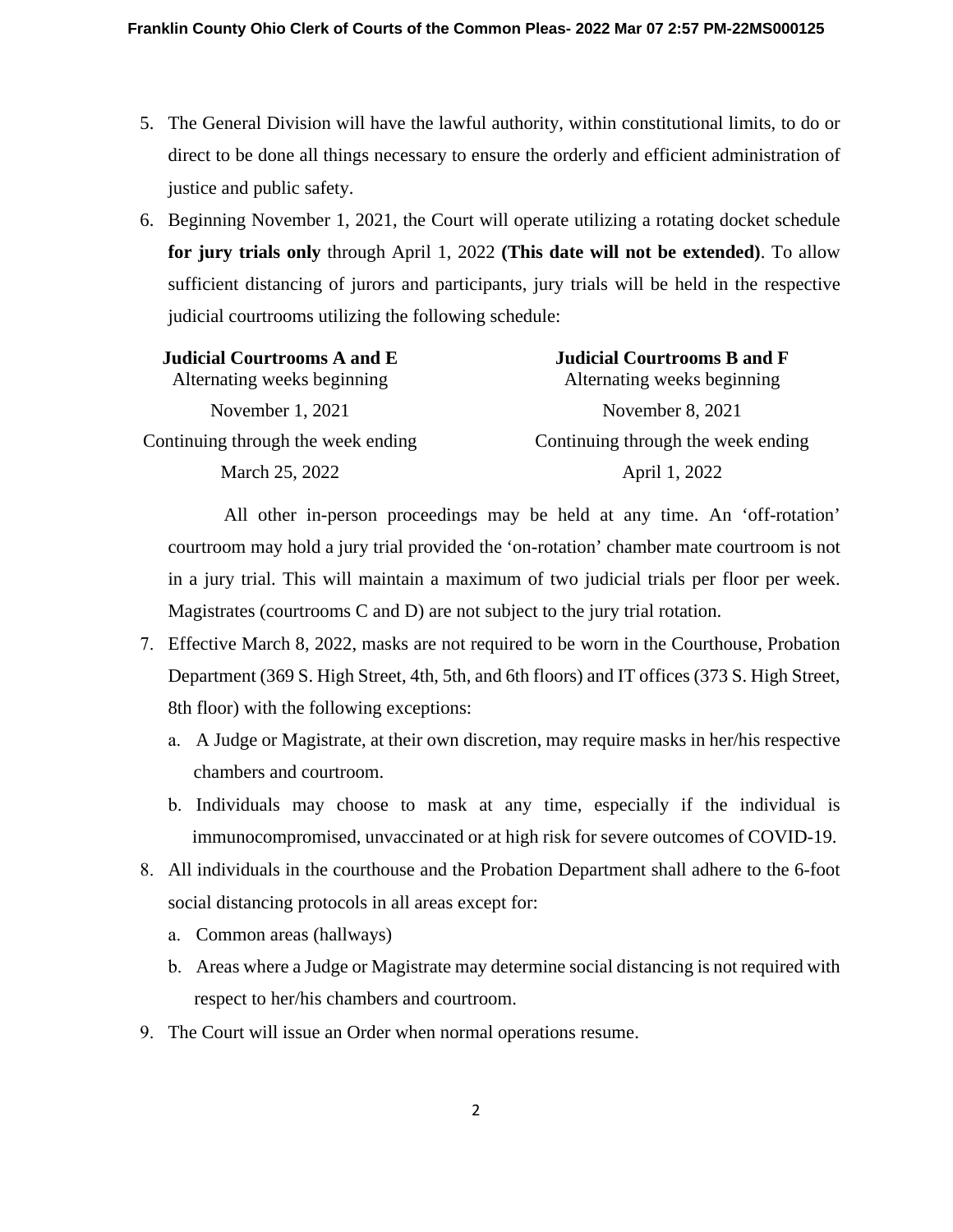5. The General Division will have the lawful authority, within constitutional limits, to do or direct to be done all things necessary to ensure the orderly and efficient administration of justice and public safety.

6. Beginning November 1, 2021, the Court will operate utilizing a rotating docket schedule **for jury trials only** through April 1, 2022 **(This date will not be extended)**. To allow sufficient distancing of jurors and participants, jury trials will be held in the respective judicial courtrooms utilizing the following schedule:

| **Judicial Courtrooms A and E** | **Judicial Courtrooms B and F** |
|---|---|
| Alternating weeks beginning | Alternating weeks beginning |
| November 1, 2021 | November 8, 2021 |
| Continuing through the week ending | Continuing through the week ending |
| March 25, 2022 | April 1, 2022 |

   All other in-person proceedings may be held at any time. An 'off-rotation' courtroom may hold a jury trial provided the 'on-rotation' chamber mate courtroom is not in a jury trial. This will maintain a maximum of two judicial trials per floor per week. Magistrates (courtrooms C and D) are not subject to the jury trial rotation.

7. Effective March 8, 2022, masks are not required to be worn in the Courthouse, Probation Department (369 S. High Street, 4th, 5th, and 6th floors) and IT offices (373 S. High Street, 8th floor) with the following exceptions:
   a. A Judge or Magistrate, at their own discretion, may require masks in her/his respective chambers and courtroom.
   b. Individuals may choose to mask at any time, especially if the individual is immunocompromised, unvaccinated or at high risk for severe outcomes of COVID-19.

8. All individuals in the courthouse and the Probation Department shall adhere to the 6-foot social distancing protocols in all areas except for:
   a. Common areas (hallways)
   b. Areas where a Judge or Magistrate may determine social distancing is not required with respect to her/his chambers and courtroom.

9. The Court will issue an Order when normal operations resume.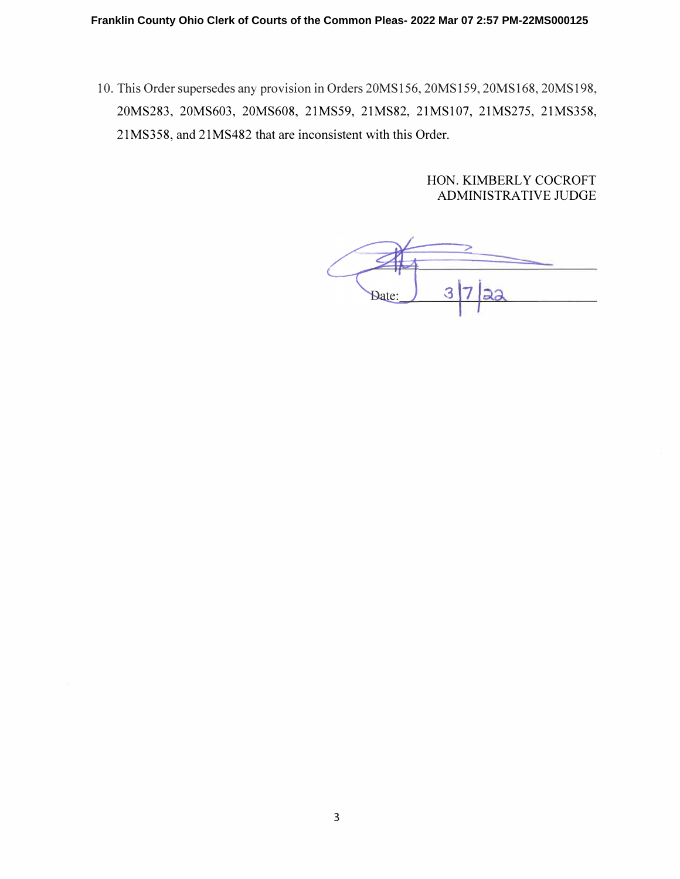10. This Order supersedes any provision in Orders 20MS156, 20MS159, 20MS168, 20MS198, 20MS283, 20MS603, 20MS608, 21MS59, 21MS82, 21MS107, 21MS275, 21MS358, 21MS358, and 21MS482 that are inconsistent with this Order.

HON. KIMBERLY COCROFT
ADMINISTRATIVE JUDGE

Date: 3/7/22